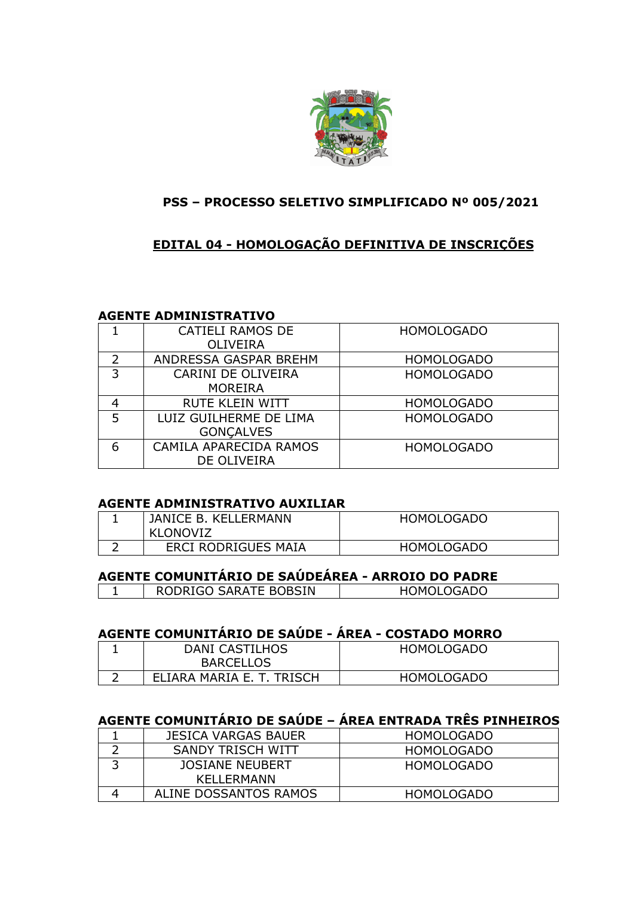# PSS – PROCESSO SELETIVO SIMPLIFICADO Nº 005/2021

## EDITAL 04 - HOMOLOGAÇÃO DEFINITIVA DE INSCRIÇÕES

### AGENTE ADMINISTRATIVO

| | | |
|---|---|---|
| 1 | CATIELI RAMOS DE OLIVEIRA | HOMOLOGADO |
| 2 | ANDRESSA GASPAR BREHM | HOMOLOGADO |
| 3 | CARINI DE OLIVEIRA MOREIRA | HOMOLOGADO |
| 4 | RUTE KLEIN WITT | HOMOLOGADO |
| 5 | LUIZ GUILHERME DE LIMA GONÇALVES | HOMOLOGADO |
| 6 | CAMILA APARECIDA RAMOS DE OLIVEIRA | HOMOLOGADO |

### AGENTE ADMINISTRATIVO AUXILIAR

| | | |
|---|---|---|
| 1 | JANICE B. KELLERMANN KLONOVIZ | HOMOLOGADO |
| 2 | ERCI RODRIGUES MAIA | HOMOLOGADO |

### AGENTE COMUNITÁRIO DE SAÚDEÁREA - ARROIO DO PADRE

| | | |
|---|---|---|
| 1 | RODRIGO SARATE BOBSIN | HOMOLOGADO |

### AGENTE COMUNITÁRIO DE SAÚDE - ÁREA - COSTADO MORRO

| | | |
|---|---|---|
| 1 | DANI CASTILHOS BARCELLOS | HOMOLOGADO |
| 2 | ELIARA MARIA E. T. TRISCH | HOMOLOGADO |

### AGENTE COMUNITÁRIO DE SAÚDE – ÁREA ENTRADA TRÊS PINHEIROS

| | | |
|---|---|---|
| 1 | JESICA VARGAS BAUER | HOMOLOGADO |
| 2 | SANDY TRISCH WITT | HOMOLOGADO |
| 3 | JOSIANE NEUBERT KELLERMANN | HOMOLOGADO |
| 4 | ALINE DOSSANTOS RAMOS | HOMOLOGADO |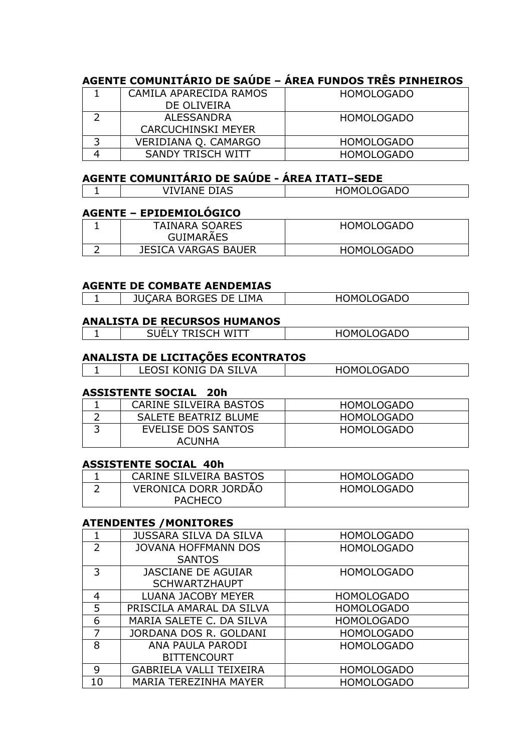**AGENTE COMUNITÁRIO DE SAÚDE – ÁREA FUNDOS TRÊS PINHEIROS**

| | | |
|---|---|---|
| 1 | CAMILA APARECIDA RAMOS DE OLIVEIRA | HOMOLOGADO |
| 2 | ALESSANDRA CARCUCHINSKI MEYER | HOMOLOGADO |
| 3 | VERIDIANA Q. CAMARGO | HOMOLOGADO |
| 4 | SANDY TRISCH WITT | HOMOLOGADO |

**AGENTE COMUNITÁRIO DE SAÚDE - ÁREA ITATI–SEDE**

| | | |
|---|---|---|
| 1 | VIVIANE DIAS | HOMOLOGADO |

**AGENTE – EPIDEMIOLÓGICO**

| | | |
|---|---|---|
| 1 | TAINARA SOARES GUIMARÃES | HOMOLOGADO |
| 2 | JESICA VARGAS BAUER | HOMOLOGADO |

**AGENTE DE COMBATE AENDEMIAS**

| | | |
|---|---|---|
| 1 | JUÇARA BORGES DE LIMA | HOMOLOGADO |

**ANALISTA DE RECURSOS HUMANOS**

| | | |
|---|---|---|
| 1 | SUÉLY TRISCH WITT | HOMOLOGADO |

**ANALISTA DE LICITAÇÕES ECONTRATOS**

| | | |
|---|---|---|
| 1 | LEOSI KONIG DA SILVA | HOMOLOGADO |

**ASSISTENTE SOCIAL 20h**

| | | |
|---|---|---|
| 1 | CARINE SILVEIRA BASTOS | HOMOLOGADO |
| 2 | SALETE BEATRIZ BLUME | HOMOLOGADO |
| 3 | EVELISE DOS SANTOS ACUNHA | HOMOLOGADO |

**ASSISTENTE SOCIAL 40h**

| | | |
|---|---|---|
| 1 | CARINE SILVEIRA BASTOS | HOMOLOGADO |
| 2 | VERONICA DORR JORDÃO PACHECO | HOMOLOGADO |

**ATENDENTES /MONITORES**

| | | |
|---|---|---|
| 1 | JUSSARA SILVA DA SILVA | HOMOLOGADO |
| 2 | JOVANA HOFFMANN DOS SANTOS | HOMOLOGADO |
| 3 | JASCIANE DE AGUIAR SCHWARTZHAUPT | HOMOLOGADO |
| 4 | LUANA JACOBY MEYER | HOMOLOGADO |
| 5 | PRISCILA AMARAL DA SILVA | HOMOLOGADO |
| 6 | MARIA SALETE C. DA SILVA | HOMOLOGADO |
| 7 | JORDANA DOS R. GOLDANI | HOMOLOGADO |
| 8 | ANA PAULA PARODI BITTENCOURT | HOMOLOGADO |
| 9 | GABRIELA VALLI TEIXEIRA | HOMOLOGADO |
| 10 | MARIA TEREZINHA MAYER | HOMOLOGADO |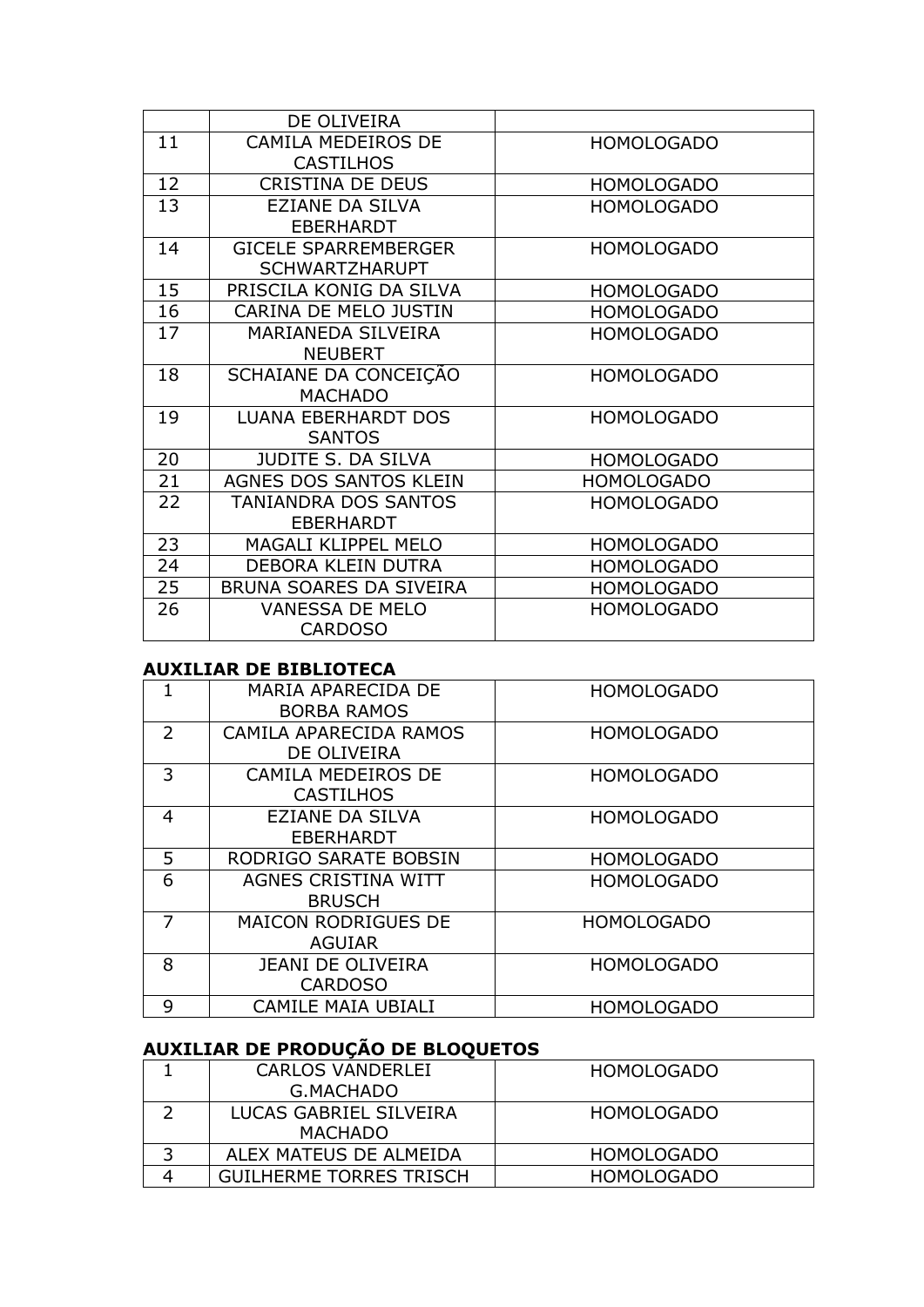|  |  |  |
|---|---|---|
|  | DE OLIVEIRA |  |
| 11 | CAMILA MEDEIROS DE CASTILHOS | HOMOLOGADO |
| 12 | CRISTINA DE DEUS | HOMOLOGADO |
| 13 | EZIANE DA SILVA EBERHARDT | HOMOLOGADO |
| 14 | GICELE SPARREMBERGER SCHWARTZHARUPT | HOMOLOGADO |
| 15 | PRISCILA KONIG DA SILVA | HOMOLOGADO |
| 16 | CARINA DE MELO JUSTIN | HOMOLOGADO |
| 17 | MARIANEDA SILVEIRA NEUBERT | HOMOLOGADO |
| 18 | SCHAIANE DA CONCEIÇÃO MACHADO | HOMOLOGADO |
| 19 | LUANA EBERHARDT DOS SANTOS | HOMOLOGADO |
| 20 | JUDITE S. DA SILVA | HOMOLOGADO |
| 21 | AGNES DOS SANTOS KLEIN | HOMOLOGADO |
| 22 | TANIANDRA DOS SANTOS EBERHARDT | HOMOLOGADO |
| 23 | MAGALI KLIPPEL MELO | HOMOLOGADO |
| 24 | DEBORA KLEIN DUTRA | HOMOLOGADO |
| 25 | BRUNA SOARES DA SIVEIRA | HOMOLOGADO |
| 26 | VANESSA DE MELO CARDOSO | HOMOLOGADO |

**AUXILIAR DE BIBLIOTECA**

|  |  |  |
|---|---|---|
| 1 | MARIA APARECIDA DE BORBA RAMOS | HOMOLOGADO |
| 2 | CAMILA APARECIDA RAMOS DE OLIVEIRA | HOMOLOGADO |
| 3 | CAMILA MEDEIROS DE CASTILHOS | HOMOLOGADO |
| 4 | EZIANE DA SILVA EBERHARDT | HOMOLOGADO |
| 5 | RODRIGO SARATE BOBSIN | HOMOLOGADO |
| 6 | AGNES CRISTINA WITT BRUSCH | HOMOLOGADO |
| 7 | MAICON RODRIGUES DE AGUIAR | HOMOLOGADO |
| 8 | JEANI DE OLIVEIRA CARDOSO | HOMOLOGADO |
| 9 | CAMILE MAIA UBIALI | HOMOLOGADO |

**AUXILIAR DE PRODUÇÃO DE BLOQUETOS**

|  |  |  |
|---|---|---|
| 1 | CARLOS VANDERLEI G.MACHADO | HOMOLOGADO |
| 2 | LUCAS GABRIEL SILVEIRA MACHADO | HOMOLOGADO |
| 3 | ALEX MATEUS DE ALMEIDA | HOMOLOGADO |
| 4 | GUILHERME TORRES TRISCH | HOMOLOGADO |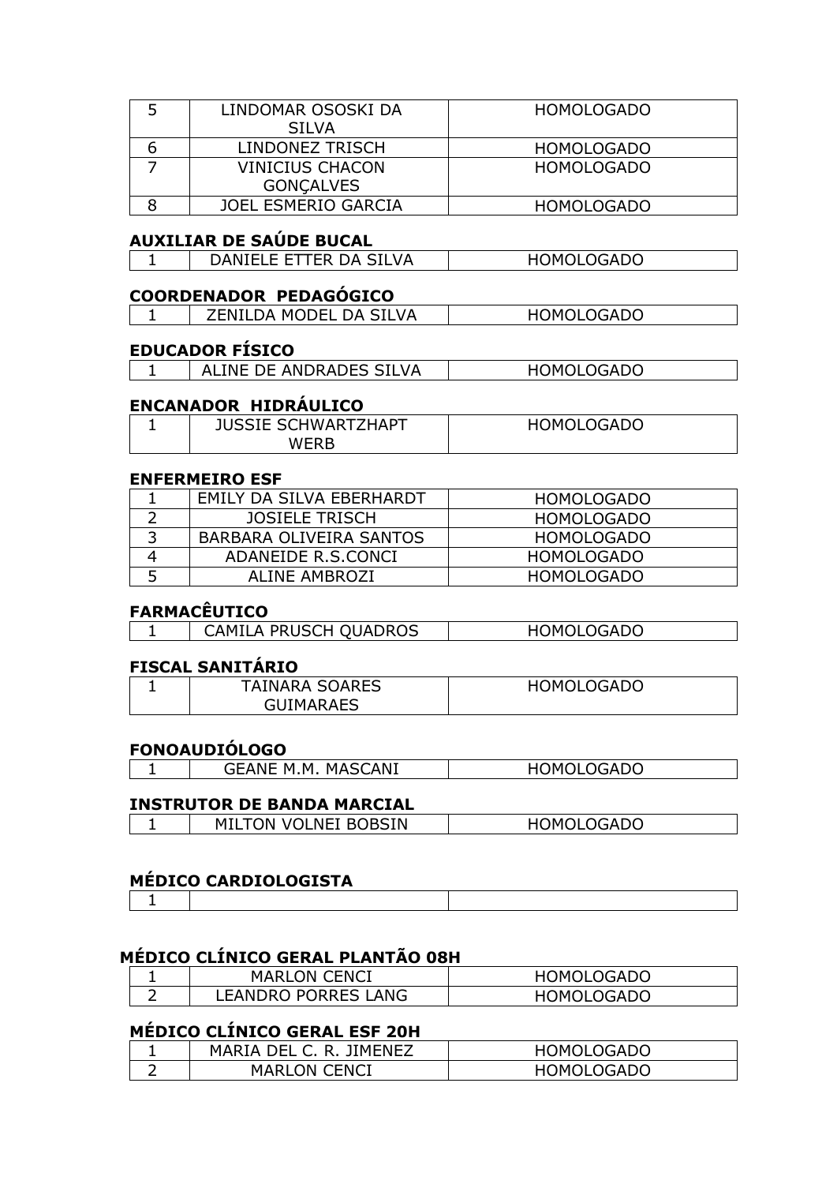| | | |
|---|---|---|
| 5 | LINDOMAR OSOSKI DA SILVA | HOMOLOGADO |
| 6 | LINDONEZ TRISCH | HOMOLOGADO |
| 7 | VINICIUS CHACON GONÇALVES | HOMOLOGADO |
| 8 | JOEL ESMERIO GARCIA | HOMOLOGADO |

**AUXILIAR DE SAÚDE BUCAL**

| | | |
|---|---|---|
| 1 | DANIELE ETTER DA SILVA | HOMOLOGADO |

**COORDENADOR PEDAGÓGICO**

| | | |
|---|---|---|
| 1 | ZENILDA MODEL DA SILVA | HOMOLOGADO |

**EDUCADOR FÍSICO**

| | | |
|---|---|---|
| 1 | ALINE DE ANDRADES SILVA | HOMOLOGADO |

**ENCANADOR HIDRÁULICO**

| | | |
|---|---|---|
| 1 | JUSSIE SCHWARTZHAPT WERB | HOMOLOGADO |

**ENFERMEIRO ESF**

| | | |
|---|---|---|
| 1 | EMILY DA SILVA EBERHARDT | HOMOLOGADO |
| 2 | JOSIELE TRISCH | HOMOLOGADO |
| 3 | BARBARA OLIVEIRA SANTOS | HOMOLOGADO |
| 4 | ADANEIDE R.S.CONCI | HOMOLOGADO |
| 5 | ALINE AMBROZI | HOMOLOGADO |

**FARMACÊUTICO**

| | | |
|---|---|---|
| 1 | CAMILA PRUSCH QUADROS | HOMOLOGADO |

**FISCAL SANITÁRIO**

| | | |
|---|---|---|
| 1 | TAINARA SOARES GUIMARAES | HOMOLOGADO |

**FONOAUDIÓLOGO**

| | | |
|---|---|---|
| 1 | GEANE M.M. MASCANI | HOMOLOGADO |

**INSTRUTOR DE BANDA MARCIAL**

| | | |
|---|---|---|
| 1 | MILTON VOLNEI BOBSIN | HOMOLOGADO |

**MÉDICO CARDIOLOGISTA**

| | | |
|---|---|---|
| 1 | | |

**MÉDICO CLÍNICO GERAL PLANTÃO 08H**

| | | |
|---|---|---|
| 1 | MARLON CENCI | HOMOLOGADO |
| 2 | LEANDRO PORRES LANG | HOMOLOGADO |

**MÉDICO CLÍNICO GERAL ESF 20H**

| | | |
|---|---|---|
| 1 | MARIA DEL C. R. JIMENEZ | HOMOLOGADO |
| 2 | MARLON CENCI | HOMOLOGADO |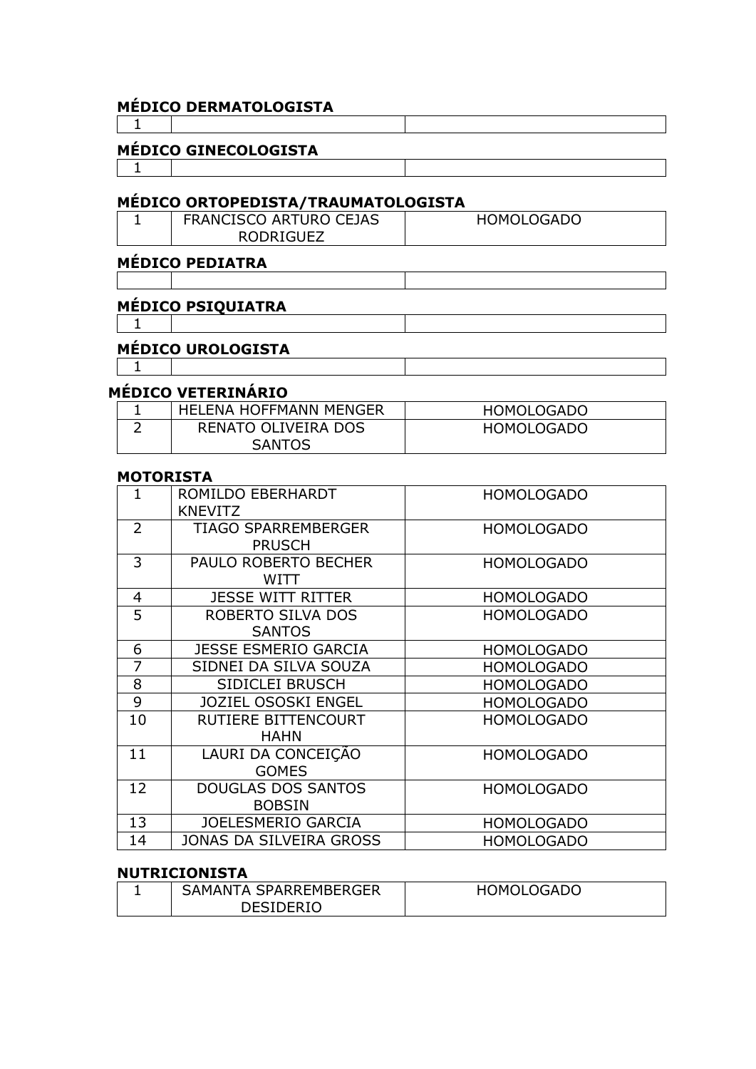**MÉDICO DERMATOLOGISTA**

| | | |
|---|---|---|
| 1 | | |

**MÉDICO GINECOLOGISTA**

| | | |
|---|---|---|
| 1 | | |

**MÉDICO ORTOPEDISTA/TRAUMATOLOGISTA**

| | | |
|---|---|---|
| 1 | FRANCISCO ARTURO CEJAS RODRIGUEZ | HOMOLOGADO |

**MÉDICO PEDIATRA**

| | | |
|---|---|---|
| | | |

**MÉDICO PSIQUIATRA**

| | | |
|---|---|---|
| 1 | | |

**MÉDICO UROLOGISTA**

| | | |
|---|---|---|
| 1 | | |

**MÉDICO VETERINÁRIO**

| | | |
|---|---|---|
| 1 | HELENA HOFFMANN MENGER | HOMOLOGADO |
| 2 | RENATO OLIVEIRA DOS SANTOS | HOMOLOGADO |

**MOTORISTA**

| | | |
|---|---|---|
| 1 | ROMILDO EBERHARDT KNEVITZ | HOMOLOGADO |
| 2 | TIAGO SPARREMBERGER PRUSCH | HOMOLOGADO |
| 3 | PAULO ROBERTO BECHER WITT | HOMOLOGADO |
| 4 | JESSE WITT RITTER | HOMOLOGADO |
| 5 | ROBERTO SILVA DOS SANTOS | HOMOLOGADO |
| 6 | JESSE ESMERIO GARCIA | HOMOLOGADO |
| 7 | SIDNEI DA SILVA SOUZA | HOMOLOGADO |
| 8 | SIDICLEI BRUSCH | HOMOLOGADO |
| 9 | JOZIEL OSOSKI ENGEL | HOMOLOGADO |
| 10 | RUTIERE BITTENCOURT HAHN | HOMOLOGADO |
| 11 | LAURI DA CONCEIÇÃO GOMES | HOMOLOGADO |
| 12 | DOUGLAS DOS SANTOS BOBSIN | HOMOLOGADO |
| 13 | JOELESMERIO GARCIA | HOMOLOGADO |
| 14 | JONAS DA SILVEIRA GROSS | HOMOLOGADO |

**NUTRICIONISTA**

| | | |
|---|---|---|
| 1 | SAMANTA SPARREMBERGER DESIDERIO | HOMOLOGADO |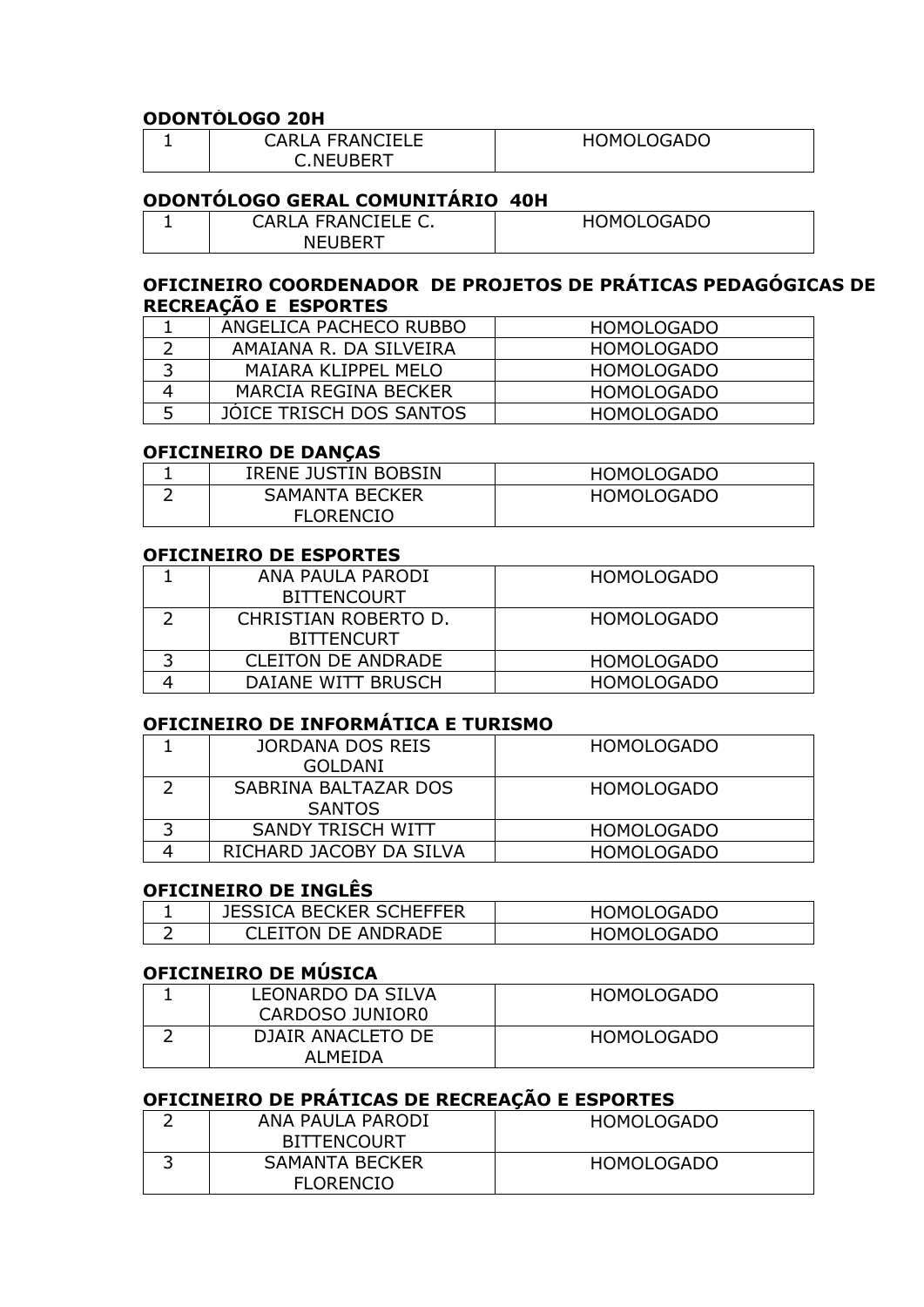**ODONTÓLOGO 20H**

| | | |
|---|---|---|
| 1 | CARLA FRANCIELE C.NEUBERT | HOMOLOGADO |

**ODONTÓLOGO GERAL COMUNITÁRIO 40H**

| | | |
|---|---|---|
| 1 | CARLA FRANCIELE C. NEUBERT | HOMOLOGADO |

**OFICINEIRO COORDENADOR DE PROJETOS DE PRÁTICAS PEDAGÓGICAS DE RECREAÇÃO E ESPORTES**

| | | |
|---|---|---|
| 1 | ANGELICA PACHECO RUBBO | HOMOLOGADO |
| 2 | AMAIANA R. DA SILVEIRA | HOMOLOGADO |
| 3 | MAIARA KLIPPEL MELO | HOMOLOGADO |
| 4 | MARCIA REGINA BECKER | HOMOLOGADO |
| 5 | JÓICE TRISCH DOS SANTOS | HOMOLOGADO |

**OFICINEIRO DE DANÇAS**

| | | |
|---|---|---|
| 1 | IRENE JUSTIN BOBSIN | HOMOLOGADO |
| 2 | SAMANTA BECKER FLORENCIO | HOMOLOGADO |

**OFICINEIRO DE ESPORTES**

| | | |
|---|---|---|
| 1 | ANA PAULA PARODI BITTENCOURT | HOMOLOGADO |
| 2 | CHRISTIAN ROBERTO D. BITTENCURT | HOMOLOGADO |
| 3 | CLEITON DE ANDRADE | HOMOLOGADO |
| 4 | DAIANE WITT BRUSCH | HOMOLOGADO |

**OFICINEIRO DE INFORMÁTICA E TURISMO**

| | | |
|---|---|---|
| 1 | JORDANA DOS REIS GOLDANI | HOMOLOGADO |
| 2 | SABRINA BALTAZAR DOS SANTOS | HOMOLOGADO |
| 3 | SANDY TRISCH WITT | HOMOLOGADO |
| 4 | RICHARD JACOBY DA SILVA | HOMOLOGADO |

**OFICINEIRO DE INGLÊS**

| | | |
|---|---|---|
| 1 | JESSICA BECKER SCHEFFER | HOMOLOGADO |
| 2 | CLEITON DE ANDRADE | HOMOLOGADO |

**OFICINEIRO DE MÚSICA**

| | | |
|---|---|---|
| 1 | LEONARDO DA SILVA CARDOSO JUNIOR0 | HOMOLOGADO |
| 2 | DJAIR ANACLETO DE ALMEIDA | HOMOLOGADO |

**OFICINEIRO DE PRÁTICAS DE RECREAÇÃO E ESPORTES**

| | | |
|---|---|---|
| 2 | ANA PAULA PARODI BITTENCOURT | HOMOLOGADO |
| 3 | SAMANTA BECKER FLORENCIO | HOMOLOGADO |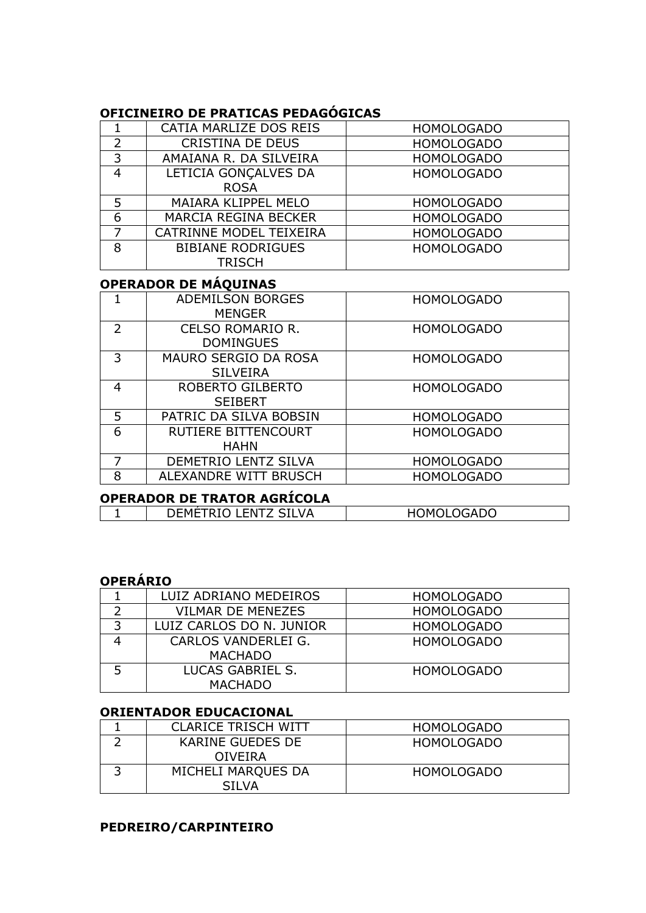**OFICINEIRO DE PRATICAS PEDAGÓGICAS**

| | | |
|---|---|---|
| 1 | CATIA MARLIZE DOS REIS | HOMOLOGADO |
| 2 | CRISTINA DE DEUS | HOMOLOGADO |
| 3 | AMAIANA R. DA SILVEIRA | HOMOLOGADO |
| 4 | LETICIA GONÇALVES DA ROSA | HOMOLOGADO |
| 5 | MAIARA KLIPPEL MELO | HOMOLOGADO |
| 6 | MARCIA REGINA BECKER | HOMOLOGADO |
| 7 | CATRINNE MODEL TEIXEIRA | HOMOLOGADO |
| 8 | BIBIANE RODRIGUES TRISCH | HOMOLOGADO |

**OPERADOR DE MÁQUINAS**

| | | |
|---|---|---|
| 1 | ADEMILSON BORGES MENGER | HOMOLOGADO |
| 2 | CELSO ROMARIO R. DOMINGUES | HOMOLOGADO |
| 3 | MAURO SERGIO DA ROSA SILVEIRA | HOMOLOGADO |
| 4 | ROBERTO GILBERTO SEIBERT | HOMOLOGADO |
| 5 | PATRIC DA SILVA BOBSIN | HOMOLOGADO |
| 6 | RUTIERE BITTENCOURT HAHN | HOMOLOGADO |
| 7 | DEMETRIO LENTZ SILVA | HOMOLOGADO |
| 8 | ALEXANDRE WITT BRUSCH | HOMOLOGADO |

**OPERADOR DE TRATOR AGRÍCOLA**

| | | |
|---|---|---|
| 1 | DEMÉTRIO LENTZ SILVA | HOMOLOGADO |

**OPERÁRIO**

| | | |
|---|---|---|
| 1 | LUIZ ADRIANO MEDEIROS | HOMOLOGADO |
| 2 | VILMAR DE MENEZES | HOMOLOGADO |
| 3 | LUIZ CARLOS DO N. JUNIOR | HOMOLOGADO |
| 4 | CARLOS VANDERLEI G. MACHADO | HOMOLOGADO |
| 5 | LUCAS GABRIEL S. MACHADO | HOMOLOGADO |

**ORIENTADOR EDUCACIONAL**

| | | |
|---|---|---|
| 1 | CLARICE TRISCH WITT | HOMOLOGADO |
| 2 | KARINE GUEDES DE OIVEIRA | HOMOLOGADO |
| 3 | MICHELI MARQUES DA SILVA | HOMOLOGADO |

**PEDREIRO/CARPINTEIRO**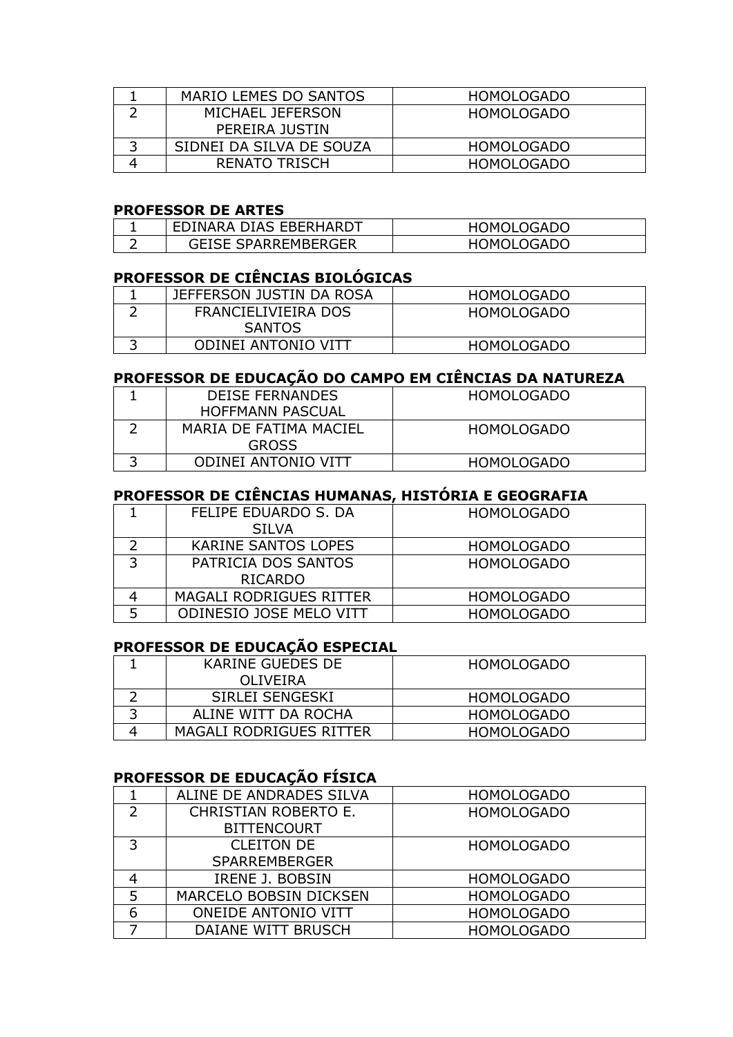| 1 | MARIO LEMES DO SANTOS | HOMOLOGADO |
|---|---|---|
| 2 | MICHAEL JEFERSON PEREIRA JUSTIN | HOMOLOGADO |
| 3 | SIDNEI DA SILVA DE SOUZA | HOMOLOGADO |
| 4 | RENATO TRISCH | HOMOLOGADO |

**PROFESSOR DE ARTES**

| 1 | EDINARA DIAS EBERHARDT | HOMOLOGADO |
|---|---|---|
| 2 | GEISE SPARREMBERGER | HOMOLOGADO |

**PROFESSOR DE CIÊNCIAS BIOLÓGICAS**

| 1 | JEFFERSON JUSTIN DA ROSA | HOMOLOGADO |
|---|---|---|
| 2 | FRANCIELIVIEIRA DOS SANTOS | HOMOLOGADO |
| 3 | ODINEI ANTONIO VITT | HOMOLOGADO |

**PROFESSOR DE EDUCAÇÃO DO CAMPO EM CIÊNCIAS DA NATUREZA**

| 1 | DEISE FERNANDES HOFFMANN PASCUAL | HOMOLOGADO |
|---|---|---|
| 2 | MARIA DE FATIMA MACIEL GROSS | HOMOLOGADO |
| 3 | ODINEI ANTONIO VITT | HOMOLOGADO |

**PROFESSOR DE CIÊNCIAS HUMANAS, HISTÓRIA E GEOGRAFIA**

| 1 | FELIPE EDUARDO S. DA SILVA | HOMOLOGADO |
|---|---|---|
| 2 | KARINE SANTOS LOPES | HOMOLOGADO |
| 3 | PATRICIA DOS SANTOS RICARDO | HOMOLOGADO |
| 4 | MAGALI RODRIGUES RITTER | HOMOLOGADO |
| 5 | ODINESIO JOSE MELO VITT | HOMOLOGADO |

**PROFESSOR DE EDUCAÇÃO ESPECIAL**

| 1 | KARINE GUEDES DE OLIVEIRA | HOMOLOGADO |
|---|---|---|
| 2 | SIRLEI SENGESKI | HOMOLOGADO |
| 3 | ALINE WITT DA ROCHA | HOMOLOGADO |
| 4 | MAGALI RODRIGUES RITTER | HOMOLOGADO |

**PROFESSOR DE EDUCAÇÃO FÍSICA**

| 1 | ALINE DE ANDRADES SILVA | HOMOLOGADO |
|---|---|---|
| 2 | CHRISTIAN ROBERTO E. BITTENCOURT | HOMOLOGADO |
| 3 | CLEITON DE SPARREMBERGER | HOMOLOGADO |
| 4 | IRENE J. BOBSIN | HOMOLOGADO |
| 5 | MARCELO BOBSIN DICKSEN | HOMOLOGADO |
| 6 | ONEIDE ANTONIO VITT | HOMOLOGADO |
| 7 | DAIANE WITT BRUSCH | HOMOLOGADO |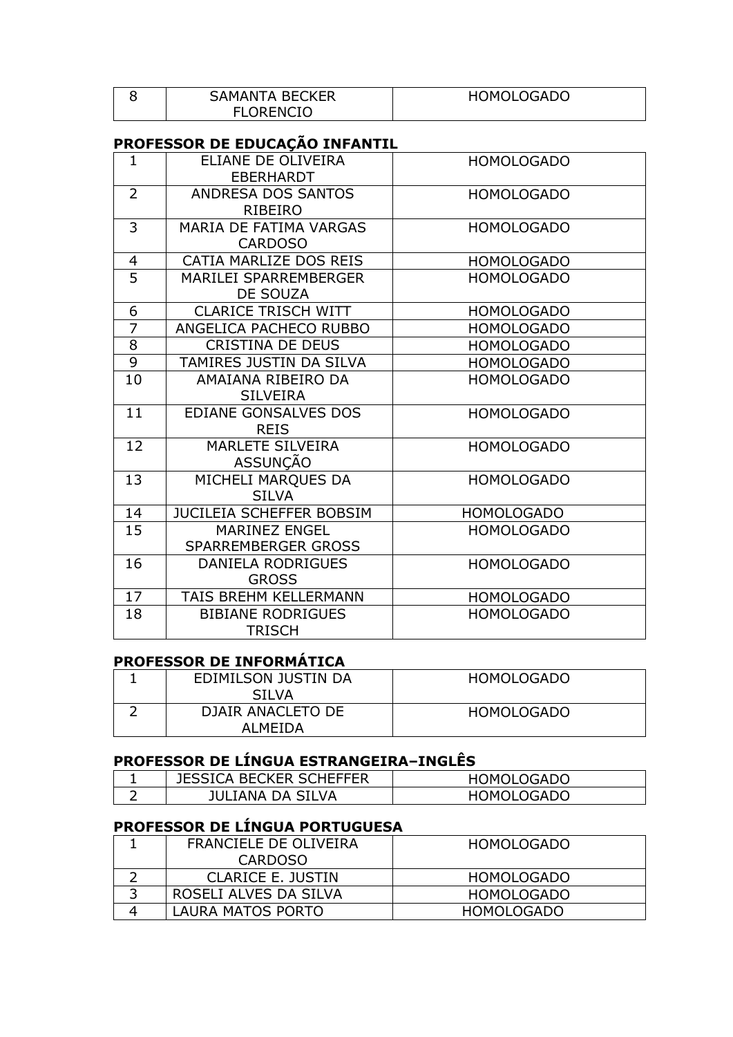| 8 | SAMANTA BECKER FLORENCIO | HOMOLOGADO |
|---|---|---|

**PROFESSOR DE EDUCAÇÃO INFANTIL**

| 1 | ELIANE DE OLIVEIRA EBERHARDT | HOMOLOGADO |
|---|---|---|
| 2 | ANDRESA DOS SANTOS RIBEIRO | HOMOLOGADO |
| 3 | MARIA DE FATIMA VARGAS CARDOSO | HOMOLOGADO |
| 4 | CATIA MARLIZE DOS REIS | HOMOLOGADO |
| 5 | MARILEI SPARREMBERGER DE SOUZA | HOMOLOGADO |
| 6 | CLARICE TRISCH WITT | HOMOLOGADO |
| 7 | ANGELICA PACHECO RUBBO | HOMOLOGADO |
| 8 | CRISTINA DE DEUS | HOMOLOGADO |
| 9 | TAMIRES JUSTIN DA SILVA | HOMOLOGADO |
| 10 | AMAIANA RIBEIRO DA SILVEIRA | HOMOLOGADO |
| 11 | EDIANE GONSALVES DOS REIS | HOMOLOGADO |
| 12 | MARLETE SILVEIRA ASSUNÇÃO | HOMOLOGADO |
| 13 | MICHELI MARQUES DA SILVA | HOMOLOGADO |
| 14 | JUCILEIA SCHEFFER BOBSIM | HOMOLOGADO |
| 15 | MARINEZ ENGEL SPARREMBERGER GROSS | HOMOLOGADO |
| 16 | DANIELA RODRIGUES GROSS | HOMOLOGADO |
| 17 | TAIS BREHM KELLERMANN | HOMOLOGADO |
| 18 | BIBIANE RODRIGUES TRISCH | HOMOLOGADO |

**PROFESSOR DE INFORMÁTICA**

| 1 | EDIMILSON JUSTIN DA SILVA | HOMOLOGADO |
|---|---|---|
| 2 | DJAIR ANACLETO DE ALMEIDA | HOMOLOGADO |

**PROFESSOR DE LÍNGUA ESTRANGEIRA–INGLÊS**

| 1 | JESSICA BECKER SCHEFFER | HOMOLOGADO |
|---|---|---|
| 2 | JULIANA DA SILVA | HOMOLOGADO |

**PROFESSOR DE LÍNGUA PORTUGUESA**

| 1 | FRANCIELE DE OLIVEIRA CARDOSO | HOMOLOGADO |
|---|---|---|
| 2 | CLARICE E. JUSTIN | HOMOLOGADO |
| 3 | ROSELI ALVES DA SILVA | HOMOLOGADO |
| 4 | LAURA MATOS PORTO | HOMOLOGADO |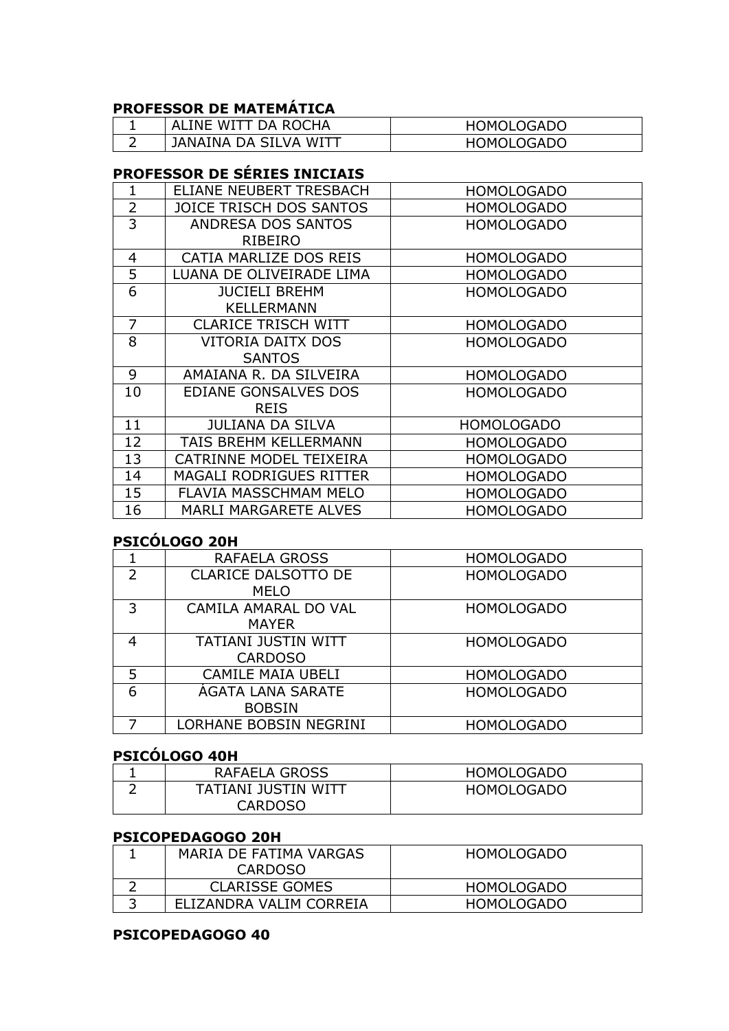**PROFESSOR DE MATEMÁTICA**

| | | |
|---|---|---|
| 1 | ALINE WITT DA ROCHA | HOMOLOGADO |
| 2 | JANAINA DA SILVA WITT | HOMOLOGADO |

**PROFESSOR DE SÉRIES INICIAIS**

| | | |
|---|---|---|
| 1 | ELIANE NEUBERT TRESBACH | HOMOLOGADO |
| 2 | JOICE TRISCH DOS SANTOS | HOMOLOGADO |
| 3 | ANDRESA DOS SANTOS RIBEIRO | HOMOLOGADO |
| 4 | CATIA MARLIZE DOS REIS | HOMOLOGADO |
| 5 | LUANA DE OLIVEIRADE LIMA | HOMOLOGADO |
| 6 | JUCIELI BREHM KELLERMANN | HOMOLOGADO |
| 7 | CLARICE TRISCH WITT | HOMOLOGADO |
| 8 | VITORIA DAITX DOS SANTOS | HOMOLOGADO |
| 9 | AMAIANA R. DA SILVEIRA | HOMOLOGADO |
| 10 | EDIANE GONSALVES DOS REIS | HOMOLOGADO |
| 11 | JULIANA DA SILVA | HOMOLOGADO |
| 12 | TAIS BREHM KELLERMANN | HOMOLOGADO |
| 13 | CATRINNE MODEL TEIXEIRA | HOMOLOGADO |
| 14 | MAGALI RODRIGUES RITTER | HOMOLOGADO |
| 15 | FLAVIA MASSCHMAM MELO | HOMOLOGADO |
| 16 | MARLI MARGARETE ALVES | HOMOLOGADO |

**PSICÓLOGO 20H**

| | | |
|---|---|---|
| 1 | RAFAELA GROSS | HOMOLOGADO |
| 2 | CLARICE DALSOTTO DE MELO | HOMOLOGADO |
| 3 | CAMILA AMARAL DO VAL MAYER | HOMOLOGADO |
| 4 | TATIANI JUSTIN WITT CARDOSO | HOMOLOGADO |
| 5 | CAMILE MAIA UBELI | HOMOLOGADO |
| 6 | ÁGATA LANA SARATE BOBSIN | HOMOLOGADO |
| 7 | LORHANE BOBSIN NEGRINI | HOMOLOGADO |

**PSICÓLOGO 40H**

| | | |
|---|---|---|
| 1 | RAFAELA GROSS | HOMOLOGADO |
| 2 | TATIANI JUSTIN WITT CARDOSO | HOMOLOGADO |

**PSICOPEDAGOGO 20H**

| | | |
|---|---|---|
| 1 | MARIA DE FATIMA VARGAS CARDOSO | HOMOLOGADO |
| 2 | CLARISSE GOMES | HOMOLOGADO |
| 3 | ELIZANDRA VALIM CORREIA | HOMOLOGADO |

**PSICOPEDAGOGO 40**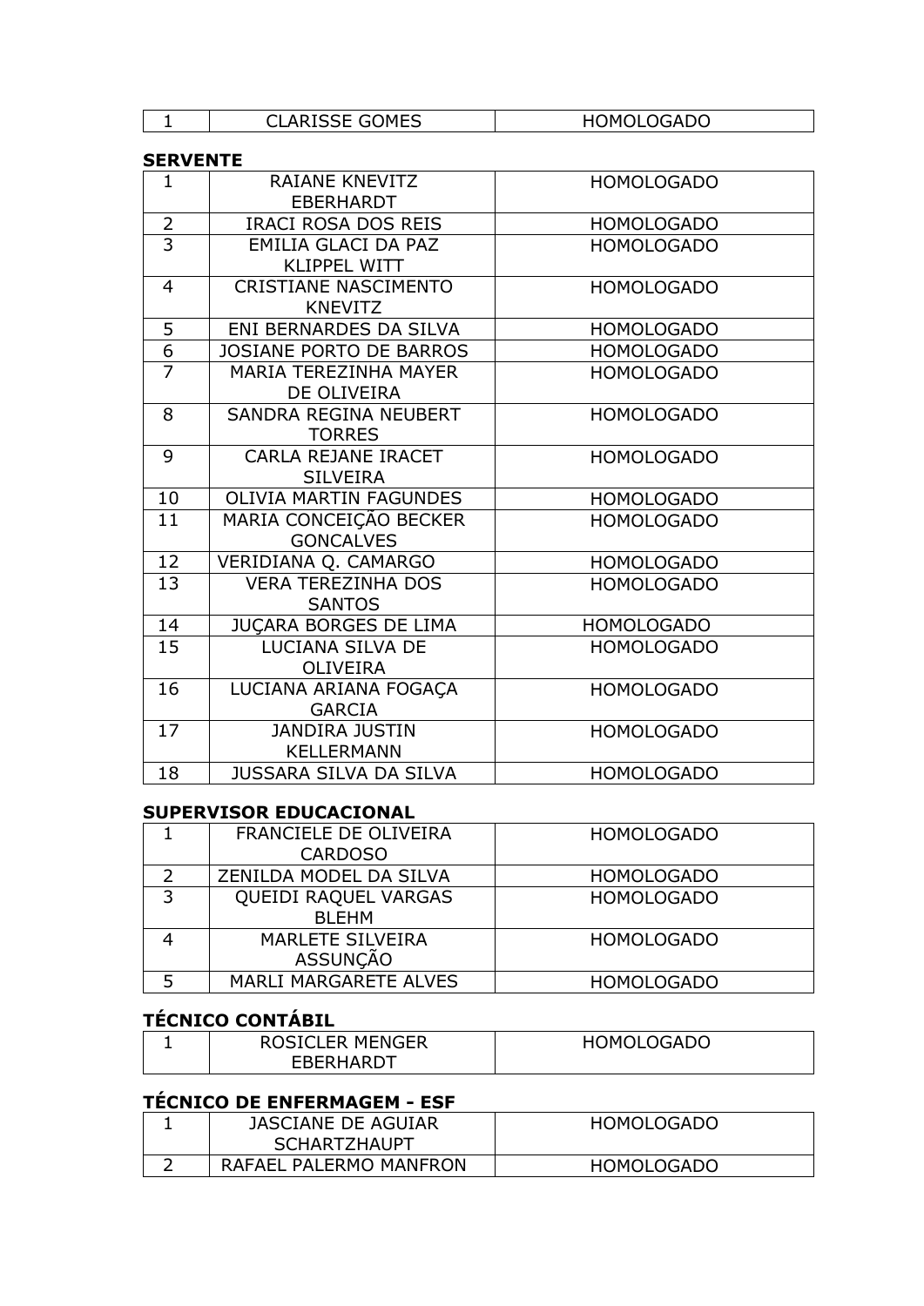| | | |
|---|---|---|
| 1 | CLARISSE GOMES | HOMOLOGADO |

**SERVENTE**

| | | |
|---|---|---|
| 1 | RAIANE KNEVITZ EBERHARDT | HOMOLOGADO |
| 2 | IRACI ROSA DOS REIS | HOMOLOGADO |
| 3 | EMILIA GLACI DA PAZ KLIPPEL WITT | HOMOLOGADO |
| 4 | CRISTIANE NASCIMENTO KNEVITZ | HOMOLOGADO |
| 5 | ENI BERNARDES DA SILVA | HOMOLOGADO |
| 6 | JOSIANE PORTO DE BARROS | HOMOLOGADO |
| 7 | MARIA TEREZINHA MAYER DE OLIVEIRA | HOMOLOGADO |
| 8 | SANDRA REGINA NEUBERT TORRES | HOMOLOGADO |
| 9 | CARLA REJANE IRACET SILVEIRA | HOMOLOGADO |
| 10 | OLIVIA MARTIN FAGUNDES | HOMOLOGADO |
| 11 | MARIA CONCEIÇÃO BECKER GONCALVES | HOMOLOGADO |
| 12 | VERIDIANA Q. CAMARGO | HOMOLOGADO |
| 13 | VERA TEREZINHA DOS SANTOS | HOMOLOGADO |
| 14 | JUÇARA BORGES DE LIMA | HOMOLOGADO |
| 15 | LUCIANA SILVA DE OLIVEIRA | HOMOLOGADO |
| 16 | LUCIANA ARIANA FOGAÇA GARCIA | HOMOLOGADO |
| 17 | JANDIRA JUSTIN KELLERMANN | HOMOLOGADO |
| 18 | JUSSARA SILVA DA SILVA | HOMOLOGADO |

**SUPERVISOR EDUCACIONAL**

| | | |
|---|---|---|
| 1 | FRANCIELE DE OLIVEIRA CARDOSO | HOMOLOGADO |
| 2 | ZENILDA MODEL DA SILVA | HOMOLOGADO |
| 3 | QUEIDI RAQUEL VARGAS BLEHM | HOMOLOGADO |
| 4 | MARLETE SILVEIRA ASSUNÇÃO | HOMOLOGADO |
| 5 | MARLI MARGARETE ALVES | HOMOLOGADO |

**TÉCNICO CONTÁBIL**

| | | |
|---|---|---|
| 1 | ROSICLER MENGER EBERHARDT | HOMOLOGADO |

**TÉCNICO DE ENFERMAGEM - ESF**

| | | |
|---|---|---|
| 1 | JASCIANE DE AGUIAR SCHARTZHAUPT | HOMOLOGADO |
| 2 | RAFAEL PALERMO MANFRON | HOMOLOGADO |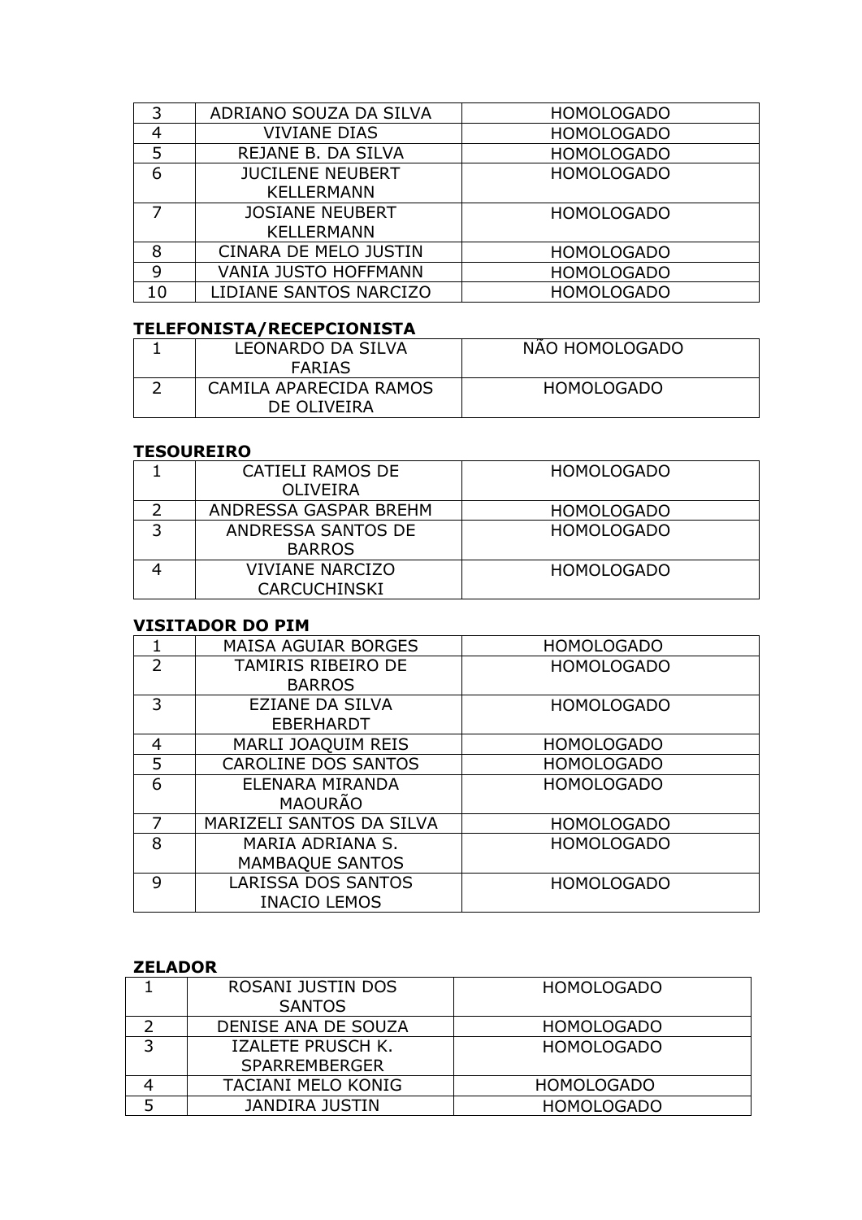| 3 | ADRIANO SOUZA DA SILVA | HOMOLOGADO |
|---|---|---|
| 4 | VIVIANE DIAS | HOMOLOGADO |
| 5 | REJANE B. DA SILVA | HOMOLOGADO |
| 6 | JUCILENE NEUBERT KELLERMANN | HOMOLOGADO |
| 7 | JOSIANE NEUBERT KELLERMANN | HOMOLOGADO |
| 8 | CINARA DE MELO JUSTIN | HOMOLOGADO |
| 9 | VANIA JUSTO HOFFMANN | HOMOLOGADO |
| 10 | LIDIANE SANTOS NARCIZO | HOMOLOGADO |

**TELEFONISTA/RECEPCIONISTA**

| 1 | LEONARDO DA SILVA FARIAS | NÃO HOMOLOGADO |
|---|---|---|
| 2 | CAMILA APARECIDA RAMOS DE OLIVEIRA | HOMOLOGADO |

**TESOUREIRO**

| 1 | CATIELI RAMOS DE OLIVEIRA | HOMOLOGADO |
|---|---|---|
| 2 | ANDRESSA GASPAR BREHM | HOMOLOGADO |
| 3 | ANDRESSA SANTOS DE BARROS | HOMOLOGADO |
| 4 | VIVIANE NARCIZO CARCUCHINSKI | HOMOLOGADO |

**VISITADOR DO PIM**

| 1 | MAISA AGUIAR BORGES | HOMOLOGADO |
|---|---|---|
| 2 | TAMIRIS RIBEIRO DE BARROS | HOMOLOGADO |
| 3 | EZIANE DA SILVA EBERHARDT | HOMOLOGADO |
| 4 | MARLI JOAQUIM REIS | HOMOLOGADO |
| 5 | CAROLINE DOS SANTOS | HOMOLOGADO |
| 6 | ELENARA MIRANDA MAOURÃO | HOMOLOGADO |
| 7 | MARIZELI SANTOS DA SILVA | HOMOLOGADO |
| 8 | MARIA ADRIANA S. MAMBAQUE SANTOS | HOMOLOGADO |
| 9 | LARISSA DOS SANTOS INACIO LEMOS | HOMOLOGADO |

**ZELADOR**

| 1 | ROSANI JUSTIN DOS SANTOS | HOMOLOGADO |
|---|---|---|
| 2 | DENISE ANA DE SOUZA | HOMOLOGADO |
| 3 | IZALETE PRUSCH K. SPARREMBERGER | HOMOLOGADO |
| 4 | TACIANI MELO KONIG | HOMOLOGADO |
| 5 | JANDIRA JUSTIN | HOMOLOGADO |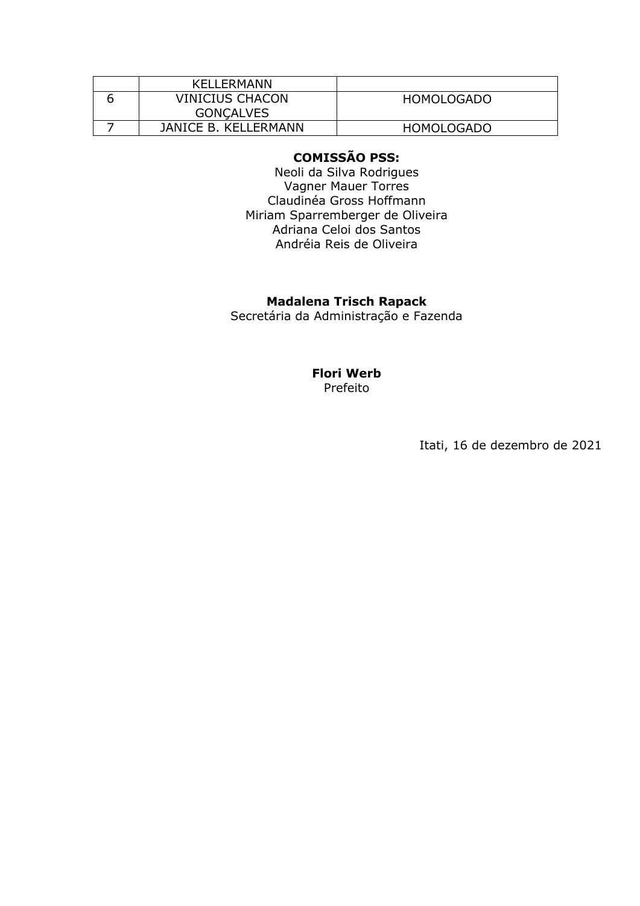| | | |
|---|---|---|
| | KELLERMANN | |
| 6 | VINICIUS CHACON GONÇALVES | HOMOLOGADO |
| 7 | JANICE B. KELLERMANN | HOMOLOGADO |

**COMISSÃO PSS:**
Neoli da Silva Rodrigues
Vagner Mauer Torres
Claudinéa Gross Hoffmann
Miriam Sparremberger de Oliveira
Adriana Celoi dos Santos
Andréia Reis de Oliveira

**Madalena Trisch Rapack**
Secretária da Administração e Fazenda

**Flori Werb**
Prefeito

Itati, 16 de dezembro de 2021